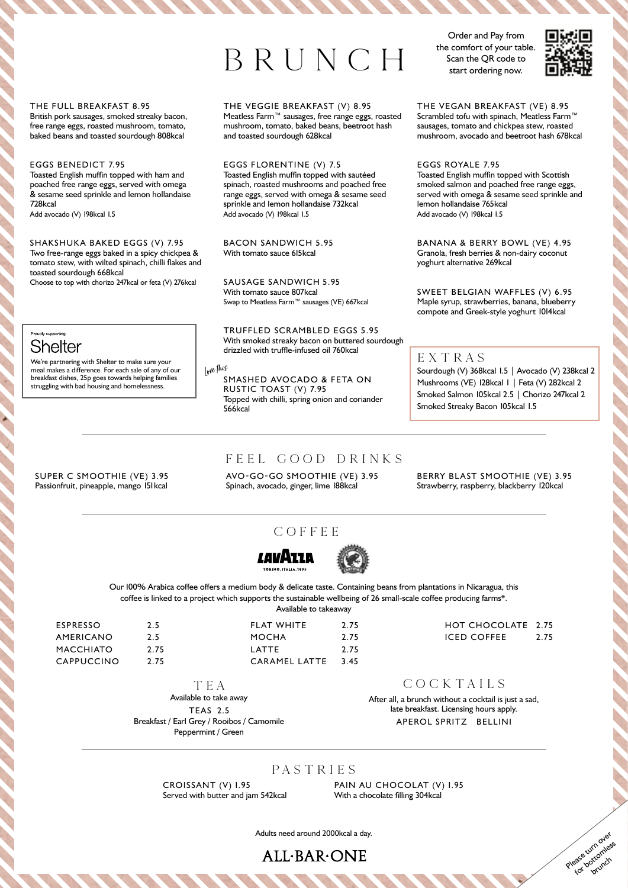# BRUNCH

Order and Pay from the comfort of your table. Scan the QR code to start ordering now.

**THE FULL BREAKFAST 8.95**
British pork sausages, smoked streaky bacon, free range eggs, roasted mushroom, tomato, baked beans and toasted sourdough 808kcal

**EGGS BENEDICT 7.95**
Toasted English muffin topped with ham and poached free range eggs, served with omega & sesame seed sprinkle and lemon hollandaise 728kcal
Add avocado (V) 198kcal 1.5

**SHAKSHUKA BAKED EGGS (V) 7.95**
Two free-range eggs baked in a spicy chickpea & tomato stew, with wilted spinach, chilli flakes and toasted sourdough 668kcal
Choose to top with chorizo 247kcal or feta (V) 276kcal

Proudly supporting
**Shelter**
We're partnering with Shelter to make sure your meal makes a difference. For each sale of any of our breakfast dishes, 25p goes towards helping families struggling with bad housing and homelessness.

**THE VEGGIE BREAKFAST (V) 8.95**
Meatless Farm™ sausages, free range eggs, roasted mushroom, tomato, baked beans, beetroot hash and toasted sourdough 628kcal

**EGGS FLORENTINE (V) 7.5**
Toasted English muffin topped with sautéed spinach, roasted mushrooms and poached free range eggs, served with omega & sesame seed sprinkle and lemon hollandaise 732kcal
Add avocado (V) 198kcal 1.5

**BACON SANDWICH 5.95**
With tomato sauce 615kcal

**SAUSAGE SANDWICH 5.95**
With tomato sauce 807kcal
Swap to Meatless Farm™ sausages (VE) 667kcal

**TRUFFLED SCRAMBLED EGGS 5.95**
With smoked streaky bacon on buttered sourdough drizzled with truffle-infused oil 760kcal

*love this*
**SMASHED AVOCADO & FETA ON RUSTIC TOAST (V) 7.95**
Topped with chilli, spring onion and coriander 566kcal

**THE VEGAN BREAKFAST (VE) 8.95**
Scrambled tofu with spinach, Meatless Farm™ sausages, tomato and chickpea stew, roasted mushroom, avocado and beetroot hash 678kcal

**EGGS ROYALE 7.95**
Toasted English muffin topped with Scottish smoked salmon and poached free range eggs, served with omega & sesame seed sprinkle and lemon hollandaise 765kcal
Add avocado (V) 198kcal 1.5

**BANANA & BERRY BOWL (VE) 4.95**
Granola, fresh berries & non-dairy coconut yoghurt alternative 269kcal

**SWEET BELGIAN WAFFLES (V) 6.95**
Maple syrup, strawberries, banana, blueberry compote and Greek-style yoghurt 1014kcal

## EXTRAS

Sourdough (V) 368kcal 1.5 | Avocado (V) 238kcal 2
Mushrooms (VE) 128kcal 1 | Feta (V) 282kcal 2
Smoked Salmon 105kcal 2.5 | Chorizo 247kcal 2
Smoked Streaky Bacon 105kcal 1.5

## FEEL GOOD DRINKS

**SUPER C SMOOTHIE (VE) 3.95**
Passionfruit, pineapple, mango 151kcal

**AVO-GO-GO SMOOTHIE (VE) 3.95**
Spinach, avocado, ginger, lime 188kcal

**BERRY BLAST SMOOTHIE (VE) 3.95**
Strawberry, raspberry, blackberry 120kcal

## COFFEE

LAVAZZA TORINO, ITALIA, 1895

Our 100% Arabica coffee offers a medium body & delicate taste. Containing beans from plantations in Nicaragua, this coffee is linked to a project which supports the sustainable wellbeing of 26 small-scale coffee producing farms*.
Available to takeaway

| | | | | | |
|---|---|---|---|---|---|
| ESPRESSO | 2.5 | FLAT WHITE | 2.75 | HOT CHOCOLATE | 2.75 |
| AMERICANO | 2.5 | MOCHA | 2.75 | ICED COFFEE | 2.75 |
| MACCHIATO | 2.75 | LATTE | 2.75 | | |
| CAPPUCCINO | 2.75 | CARAMEL LATTE | 3.45 | | |

## TEA

Available to take away
TEAS 2.5
Breakfast / Earl Grey / Rooibos / Camomile
Peppermint / Green

## COCKTAILS

After all, a brunch without a cocktail is just a sad, late breakfast. Licensing hours apply.
APEROL SPRITZ BELLINI

## PASTRIES

**CROISSANT (V) 1.95**
Served with butter and jam 542kcal

**PAIN AU CHOCOLAT (V) 1.95**
With a chocolate filling 304kcal

Adults need around 2000kcal a day.

ALL·BAR·ONE

Please turn over for bottomless brunch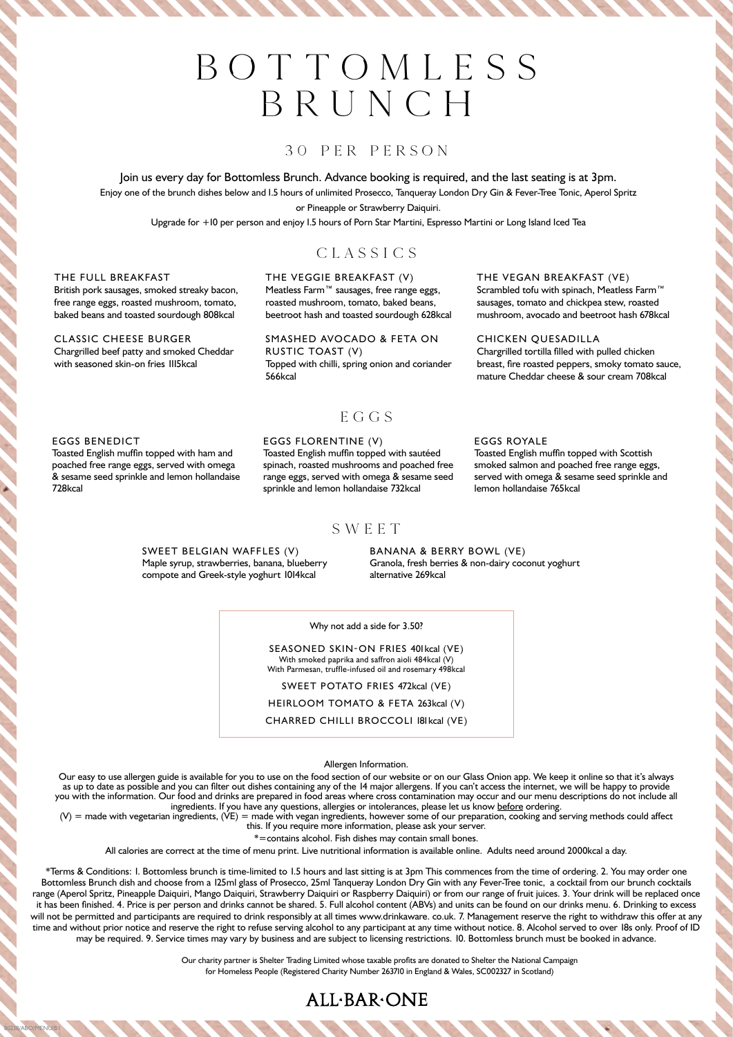# BOTTOMLESS BRUNCH

## 30 PER PERSON

Join us every day for Bottomless Brunch. Advance booking is required, and the last seating is at 3pm.

Enjoy one of the brunch dishes below and 1.5 hours of unlimited Prosecco, Tanqueray London Dry Gin & Fever-Tree Tonic, Aperol Spritz or Pineapple or Strawberry Daiquiri.

Upgrade for +10 per person and enjoy 1.5 hours of Porn Star Martini, Espresso Martini or Long Island Iced Tea

## CLASSICS

### THE FULL BREAKFAST
British pork sausages, smoked streaky bacon, free range eggs, roasted mushroom, tomato, baked beans and toasted sourdough 808kcal

### CLASSIC CHEESE BURGER
Chargrilled beef patty and smoked Cheddar with seasoned skin-on fries 1115kcal

### THE VEGGIE BREAKFAST (V)
Meatless Farm™ sausages, free range eggs, roasted mushroom, tomato, baked beans, beetroot hash and toasted sourdough 628kcal

### SMASHED AVOCADO & FETA ON RUSTIC TOAST (V)
Topped with chilli, spring onion and coriander 566kcal

### THE VEGAN BREAKFAST (VE)
Scrambled tofu with spinach, Meatless Farm™ sausages, tomato and chickpea stew, roasted mushroom, avocado and beetroot hash 678kcal

### CHICKEN QUESADILLA
Chargrilled tortilla filled with pulled chicken breast, fire roasted peppers, smoky tomato sauce, mature Cheddar cheese & sour cream 708kcal

## EGGS

### EGGS BENEDICT
Toasted English muffin topped with ham and poached free range eggs, served with omega & sesame seed sprinkle and lemon hollandaise 728kcal

### EGGS FLORENTINE (V)
Toasted English muffin topped with sautéed spinach, roasted mushrooms and poached free range eggs, served with omega & sesame seed sprinkle and lemon hollandaise 732kcal

### EGGS ROYALE
Toasted English muffin topped with Scottish smoked salmon and poached free range eggs, served with omega & sesame seed sprinkle and lemon hollandaise 765kcal

## SWEET

### SWEET BELGIAN WAFFLES (V)
Maple syrup, strawberries, banana, blueberry compote and Greek-style yoghurt 1014kcal

### BANANA & BERRY BOWL (VE)
Granola, fresh berries & non-dairy coconut yoghurt alternative 269kcal

Why not add a side for 3.50?

SEASONED SKIN-ON FRIES 401kcal (VE)
With smoked paprika and saffron aioli 484kcal (V)
With Parmesan, truffle-infused oil and rosemary 498kcal

SWEET POTATO FRIES 472kcal (VE)

HEIRLOOM TOMATO & FETA 263kcal (V)

CHARRED CHILLI BROCCOLI 181kcal (VE)

Allergen Information.

Our easy to use allergen guide is available for you to use on the food section of our website or on our Glass Onion app. We keep it online so that it's always as up to date as possible and you can filter out dishes containing any of the 14 major allergens. If you can't access the internet, we will be happy to provide you with the information. Our food and drinks are prepared in food areas where cross contamination may occur and our menu descriptions do not include all ingredients. If you have any questions, allergies or intolerances, please let us know before ordering.

(V) = made with vegetarian ingredients, (VE) = made with vegan ingredients, however some of our preparation, cooking and serving methods could affect this. If you require more information, please ask your server.

*=contains alcohol. Fish dishes may contain small bones.

All calories are correct at the time of menu print. Live nutritional information is available online. Adults need around 2000kcal a day.

*Terms & Conditions: 1. Bottomless brunch is time-limited to 1.5 hours and last sitting is at 3pm This commences from the time of ordering. 2. You may order one Bottomless Brunch dish and choose from a 125ml glass of Prosecco, 25ml Tanqueray London Dry Gin with any Fever-Tree tonic, a cocktail from our brunch cocktails range (Aperol Spritz, Pineapple Daiquiri, Mango Daiquiri, Strawberry Daiquiri or Raspberry Daiquiri) or from our range of fruit juices. 3. Your drink will be replaced once it has been finished. 4. Price is per person and drinks cannot be shared. 5. Full alcohol content (ABVs) and units can be found on our drinks menu. 6. Drinking to excess will not be permitted and participants are required to drink responsibly at all times www.drinkaware. co.uk. 7. Management reserve the right to withdraw this offer at any time and without prior notice and reserve the right to refuse serving alcohol to any participant at any time without notice. 8. Alcohol served to over 18s only. Proof of ID may be required. 9. Service times may vary by business and are subject to licensing restrictions. 10. Bottomless brunch must be booked in advance.

Our charity partner is Shelter Trading Limited whose taxable profits are donated to Shelter the National Campaign for Homeless People (Registered Charity Number 263710 in England & Wales, SC002327 in Scotland)

ALL·BAR·ONE